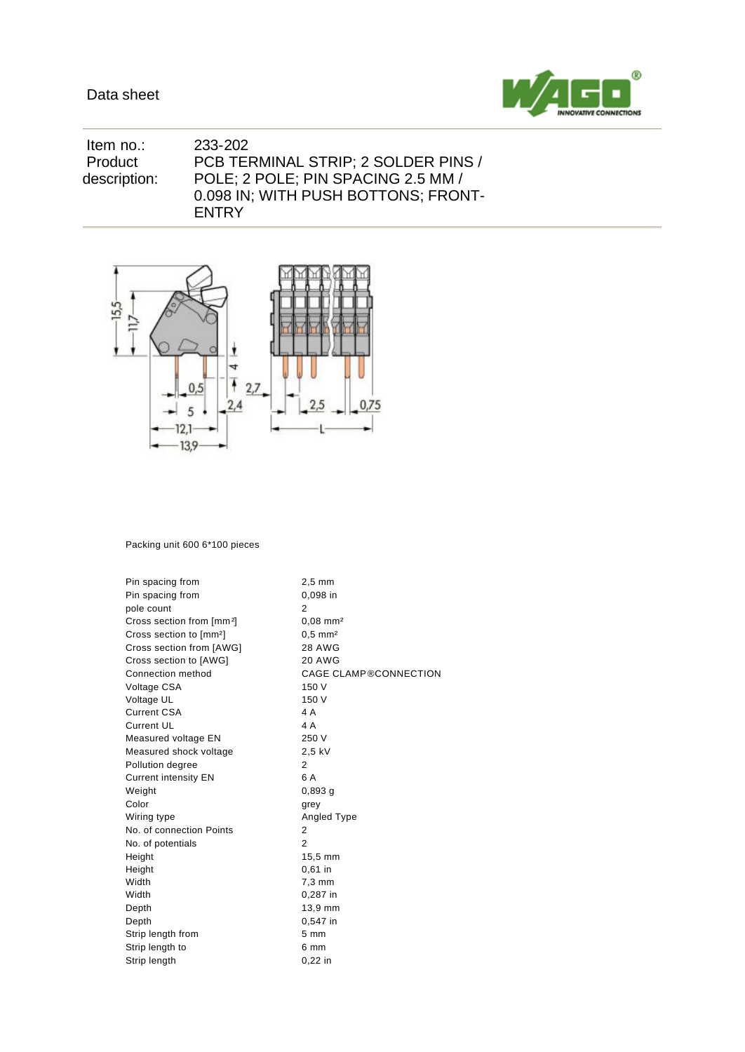Data sheet

| | |
|---|---|
| Item no.: | 233-202 |
| Product description: | PCB TERMINAL STRIP; 2 SOLDER PINS / POLE; 2 POLE; PIN SPACING 2.5 MM / 0.098 IN; WITH PUSH BOTTONS; FRONT-ENTRY |

Packing unit 600 6*100 pieces

| | |
|---|---|
| Pin spacing from | 2,5 mm |
| Pin spacing from | 0,098 in |
| pole count | 2 |
| Cross section from [mm²] | 0,08 mm² |
| Cross section to [mm²] | 0,5 mm² |
| Cross section from [AWG] | 28 AWG |
| Cross section to [AWG] | 20 AWG |
| Connection method | CAGE CLAMP®CONNECTION |
| Voltage CSA | 150 V |
| Voltage UL | 150 V |
| Current CSA | 4 A |
| Current UL | 4 A |
| Measured voltage EN | 250 V |
| Measured shock voltage | 2,5 kV |
| Pollution degree | 2 |
| Current intensity EN | 6 A |
| Weight | 0,893 g |
| Color | grey |
| Wiring type | Angled Type |
| No. of connection Points | 2 |
| No. of potentials | 2 |
| Height | 15,5 mm |
| Height | 0,61 in |
| Width | 7,3 mm |
| Width | 0,287 in |
| Depth | 13,9 mm |
| Depth | 0,547 in |
| Strip length from | 5 mm |
| Strip length to | 6 mm |
| Strip length | 0,22 in |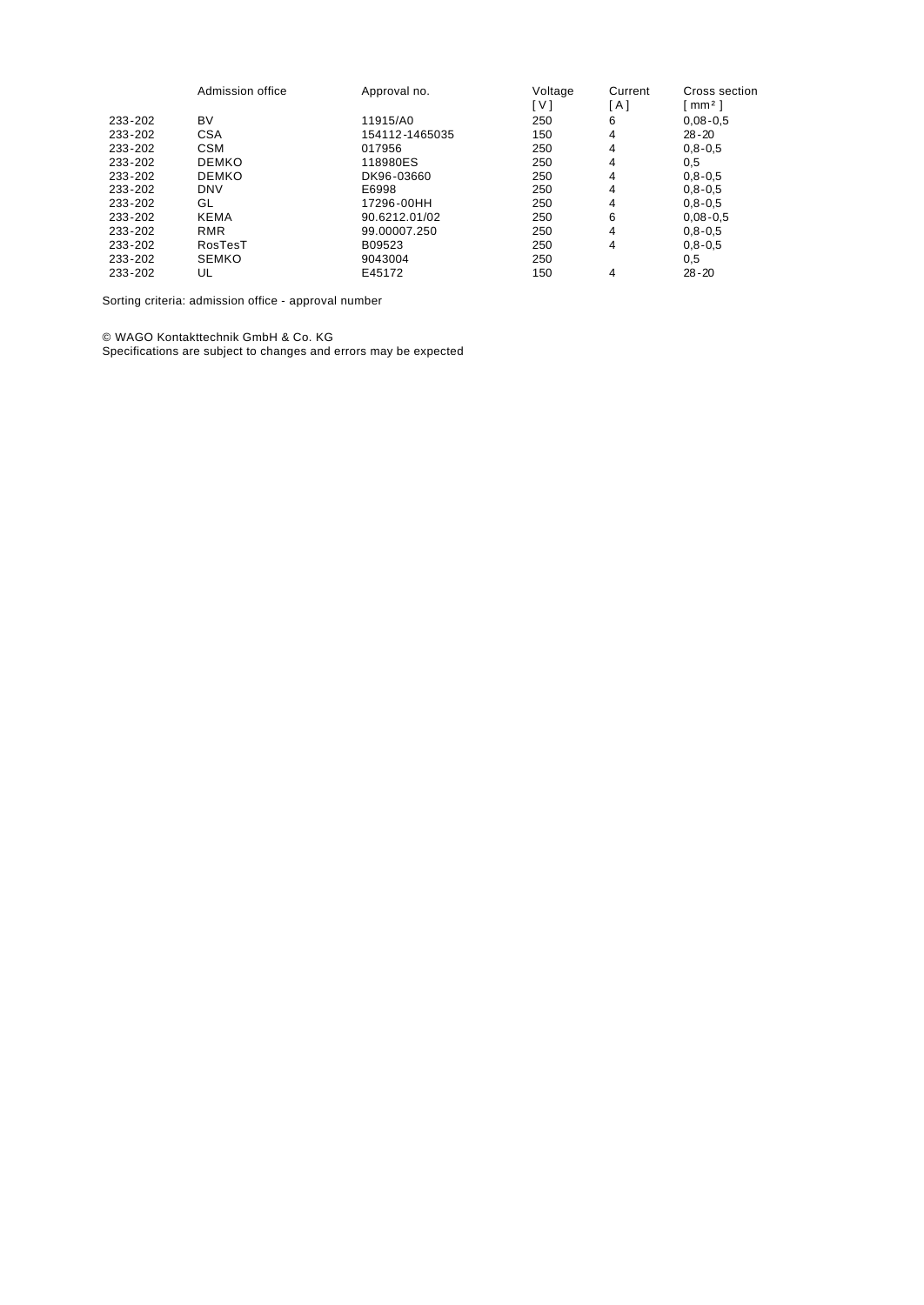| | Admission office | Approval no. | Voltage [ V ] | Current [ A ] | Cross section [ mm² ] |
|---|---|---|---|---|---|
| 233-202 | BV | 11915/A0 | 250 | 6 | 0,08-0,5 |
| 233-202 | CSA | 154112-1465035 | 150 | 4 | 28-20 |
| 233-202 | CSM | 017956 | 250 | 4 | 0,8-0,5 |
| 233-202 | DEMKO | 118980ES | 250 | 4 | 0,5 |
| 233-202 | DEMKO | DK96-03660 | 250 | 4 | 0,8-0,5 |
| 233-202 | DNV | E6998 | 250 | 4 | 0,8-0,5 |
| 233-202 | GL | 17296-00HH | 250 | 4 | 0,8-0,5 |
| 233-202 | KEMA | 90.6212.01/02 | 250 | 6 | 0,08-0,5 |
| 233-202 | RMR | 99.00007.250 | 250 | 4 | 0,8-0,5 |
| 233-202 | RosTesT | B09523 | 250 | 4 | 0,8-0,5 |
| 233-202 | SEMKO | 9043004 | 250 | | 0,5 |
| 233-202 | UL | E45172 | 150 | 4 | 28-20 |

Sorting criteria: admission office - approval number

© WAGO Kontakttechnik GmbH & Co. KG
Specifications are subject to changes and errors may be expected